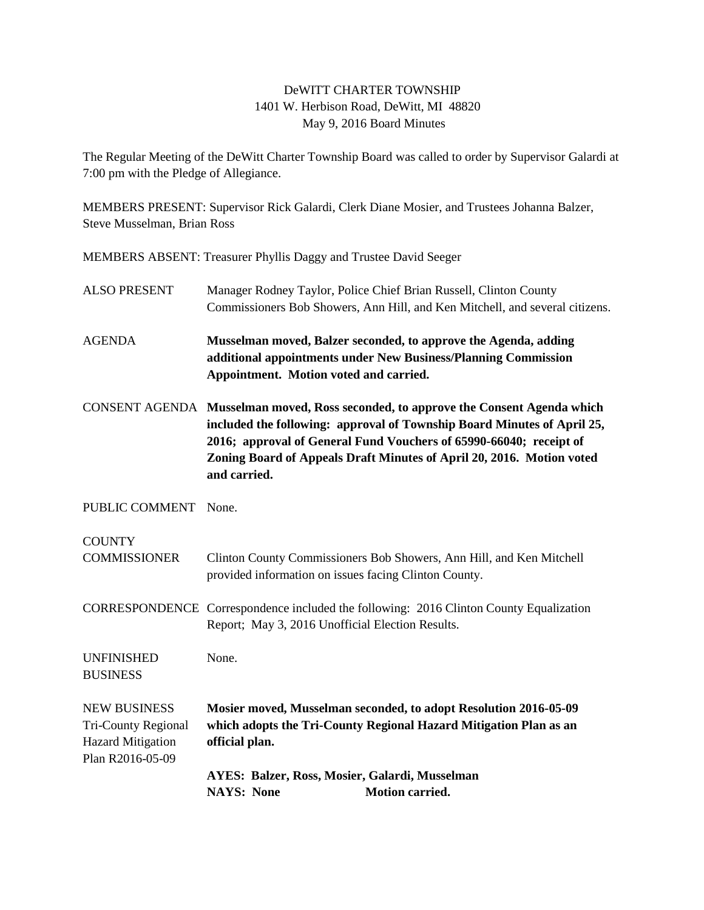# DeWITT CHARTER TOWNSHIP
1401 W. Herbison Road, DeWitt, MI 48820
May 9, 2016 Board Minutes

The Regular Meeting of the DeWitt Charter Township Board was called to order by Supervisor Galardi at 7:00 pm with the Pledge of Allegiance.

MEMBERS PRESENT: Supervisor Rick Galardi, Clerk Diane Mosier, and Trustees Johanna Balzer, Steve Musselman, Brian Ross

MEMBERS ABSENT: Treasurer Phyllis Daggy and Trustee David Seeger

ALSO PRESENT: Manager Rodney Taylor, Police Chief Brian Russell, Clinton County Commissioners Bob Showers, Ann Hill, and Ken Mitchell, and several citizens.

AGENDA: **Musselman moved, Balzer seconded, to approve the Agenda, adding additional appointments under New Business/Planning Commission Appointment. Motion voted and carried.**

CONSENT AGENDA: **Musselman moved, Ross seconded, to approve the Consent Agenda which included the following: approval of Township Board Minutes of April 25, 2016; approval of General Fund Vouchers of 65990-66040; receipt of Zoning Board of Appeals Draft Minutes of April 20, 2016. Motion voted and carried.**

PUBLIC COMMENT: None.

COUNTY COMMISSIONER: Clinton County Commissioners Bob Showers, Ann Hill, and Ken Mitchell provided information on issues facing Clinton County.

CORRESPONDENCE: Correspondence included the following: 2016 Clinton County Equalization Report; May 3, 2016 Unofficial Election Results.

UNFINISHED BUSINESS: None.

NEW BUSINESS
Tri-County Regional Hazard Mitigation Plan R2016-05-09

**Mosier moved, Musselman seconded, to adopt Resolution 2016-05-09 which adopts the Tri-County Regional Hazard Mitigation Plan as an official plan.**

**AYES: Balzer, Ross, Mosier, Galardi, Musselman**
**NAYS: None Motion carried.**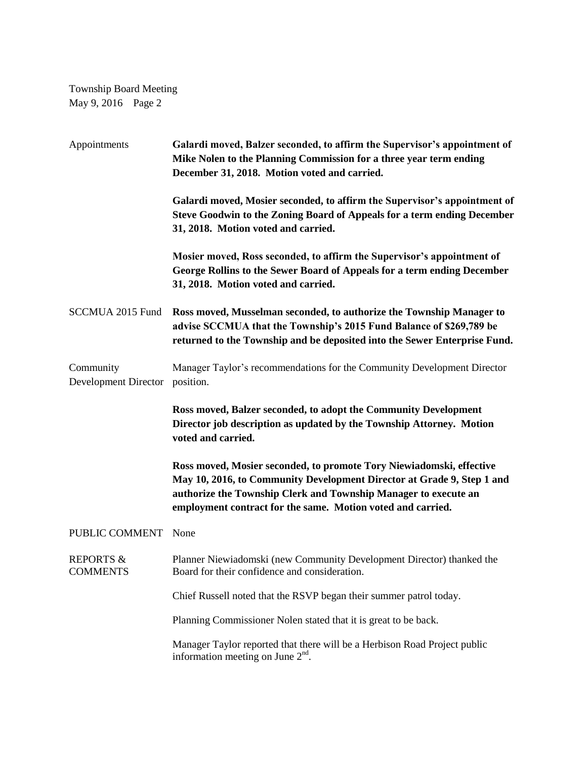Appointments **Galardi moved, Balzer seconded, to affirm the Supervisor's appointment of Mike Nolen to the Planning Commission for a three year term ending December 31, 2018. Motion voted and carried.**

**Galardi moved, Mosier seconded, to affirm the Supervisor's appointment of Steve Goodwin to the Zoning Board of Appeals for a term ending December 31, 2018. Motion voted and carried.**

**Mosier moved, Ross seconded, to affirm the Supervisor's appointment of George Rollins to the Sewer Board of Appeals for a term ending December 31, 2018. Motion voted and carried.**

SCCMUA 2015 Fund **Ross moved, Musselman seconded, to authorize the Township Manager to advise SCCMUA that the Township's 2015 Fund Balance of $269,789 be returned to the Township and be deposited into the Sewer Enterprise Fund.**

Community Development Director Manager Taylor's recommendations for the Community Development Director position.

**Ross moved, Balzer seconded, to adopt the Community Development Director job description as updated by the Township Attorney. Motion voted and carried.**

**Ross moved, Mosier seconded, to promote Tory Niewiadomski, effective May 10, 2016, to Community Development Director at Grade 9, Step 1 and authorize the Township Clerk and Township Manager to execute an employment contract for the same. Motion voted and carried.**

PUBLIC COMMENT None

REPORTS & COMMENTS Planner Niewiadomski (new Community Development Director) thanked the Board for their confidence and consideration.

Chief Russell noted that the RSVP began their summer patrol today.

Planning Commissioner Nolen stated that it is great to be back.

Manager Taylor reported that there will be a Herbison Road Project public information meeting on June 2nd.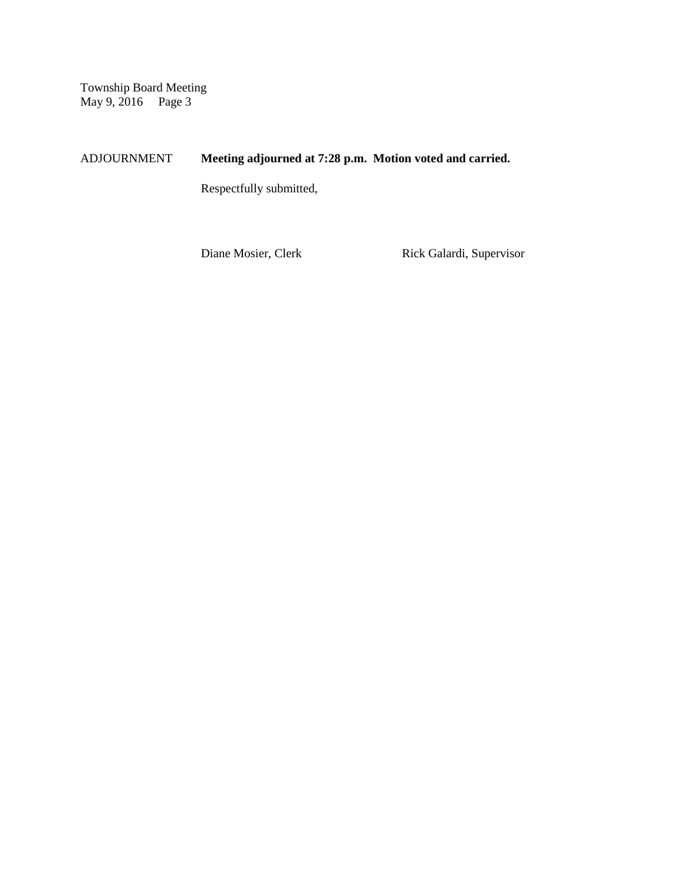ADJOURNMENT **Meeting adjourned at 7:28 p.m. Motion voted and carried.**

Respectfully submitted,

Diane Mosier, Clerk Rick Galardi, Supervisor